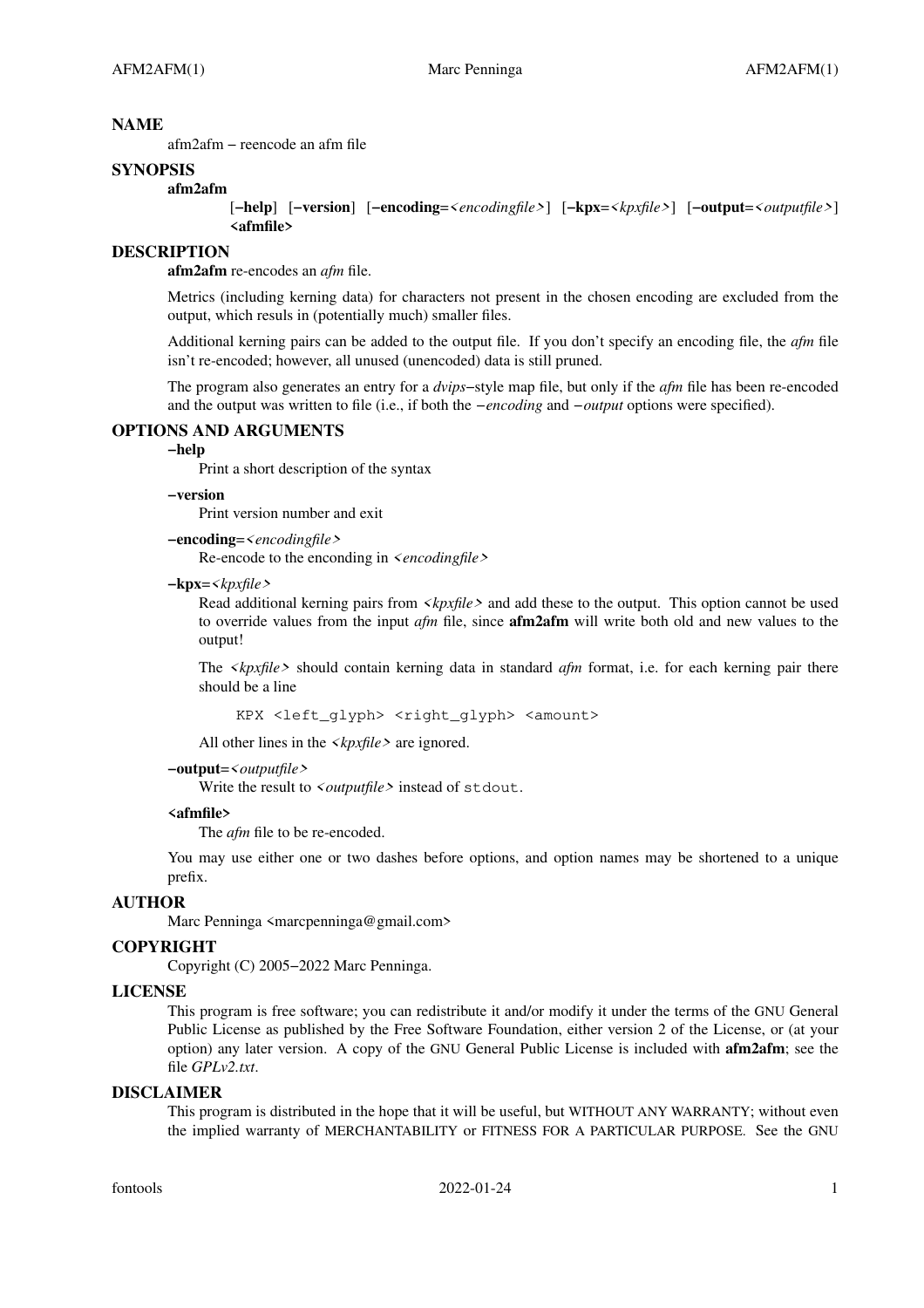## NAME

afm2afm − reencode an afm file

## SYNOPSIS

**afm2afm**

[**−help**] [**−version**] [**−encoding=**<*encodingfile*>] [**−kpx=**<*kpxfile*>] [**−output=**<*outputfile*>] **<afmfile>**

## DESCRIPTION

**afm2afm** re-encodes an *afm* file.

Metrics (including kerning data) for characters not present in the chosen encoding are excluded from the output, which resuls in (potentially much) smaller files.

Additional kerning pairs can be added to the output file. If you don't specify an encoding file, the *afm* file isn't re-encoded; however, all unused (unencoded) data is still pruned.

The program also generates an entry for a *dvips*−style map file, but only if the *afm* file has been re-encoded and the output was written to file (i.e., if both the −*encoding* and −*output* options were specified).

## OPTIONS AND ARGUMENTS

**−help**

Print a short description of the syntax

**−version**

Print version number and exit

**−encoding=**<*encodingfile*>

Re-encode to the enconding in <*encodingfile*>

**−kpx=**<*kpxfile*>

Read additional kerning pairs from <*kpxfile*> and add these to the output. This option cannot be used to override values from the input *afm* file, since **afm2afm** will write both old and new values to the output!

The <*kpxfile*> should contain kerning data in standard *afm* format, i.e. for each kerning pair there should be a line

```
KPX <left_glyph> <right_glyph> <amount>
```

All other lines in the <*kpxfile*> are ignored.

**−output=**<*outputfile*>

Write the result to <*outputfile*> instead of `stdout`.

**<afmfile>**

The *afm* file to be re-encoded.

You may use either one or two dashes before options, and option names may be shortened to a unique prefix.

## AUTHOR

Marc Penninga <marcpenninga@gmail.com>

## COPYRIGHT

Copyright (C) 2005−2022 Marc Penninga.

## LICENSE

This program is free software; you can redistribute it and/or modify it under the terms of the GNU General Public License as published by the Free Software Foundation, either version 2 of the License, or (at your option) any later version. A copy of the GNU General Public License is included with **afm2afm**; see the file *GPLv2.txt*.

## DISCLAIMER

This program is distributed in the hope that it will be useful, but WITHOUT ANY WARRANTY; without even the implied warranty of MERCHANTABILITY or FITNESS FOR A PARTICULAR PURPOSE. See the GNU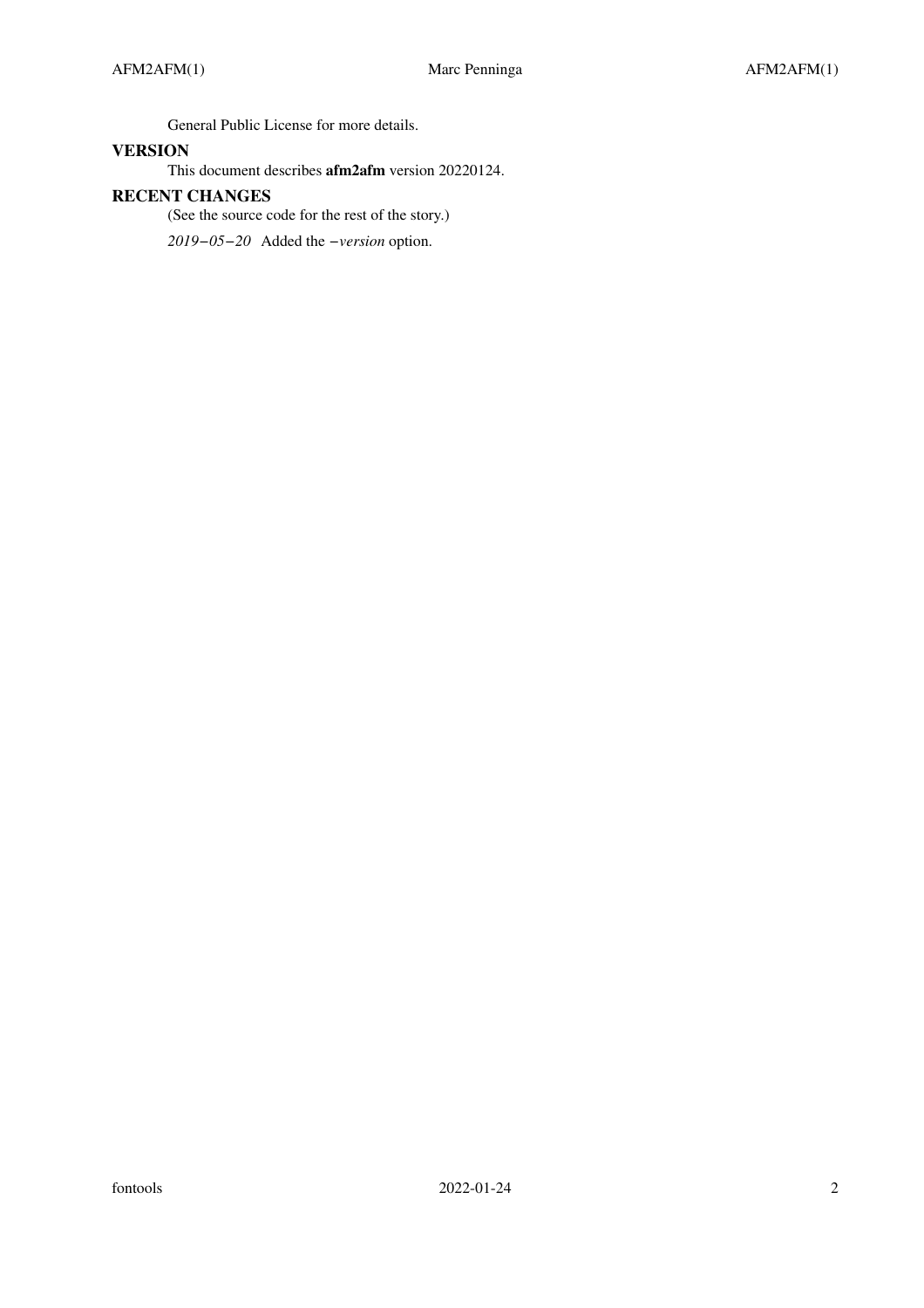General Public License for more details.

## VERSION

This document describes **afm2afm** version 20220124.

## RECENT CHANGES

(See the source code for the rest of the story.)

*2019−05−20* Added the −*version* option.